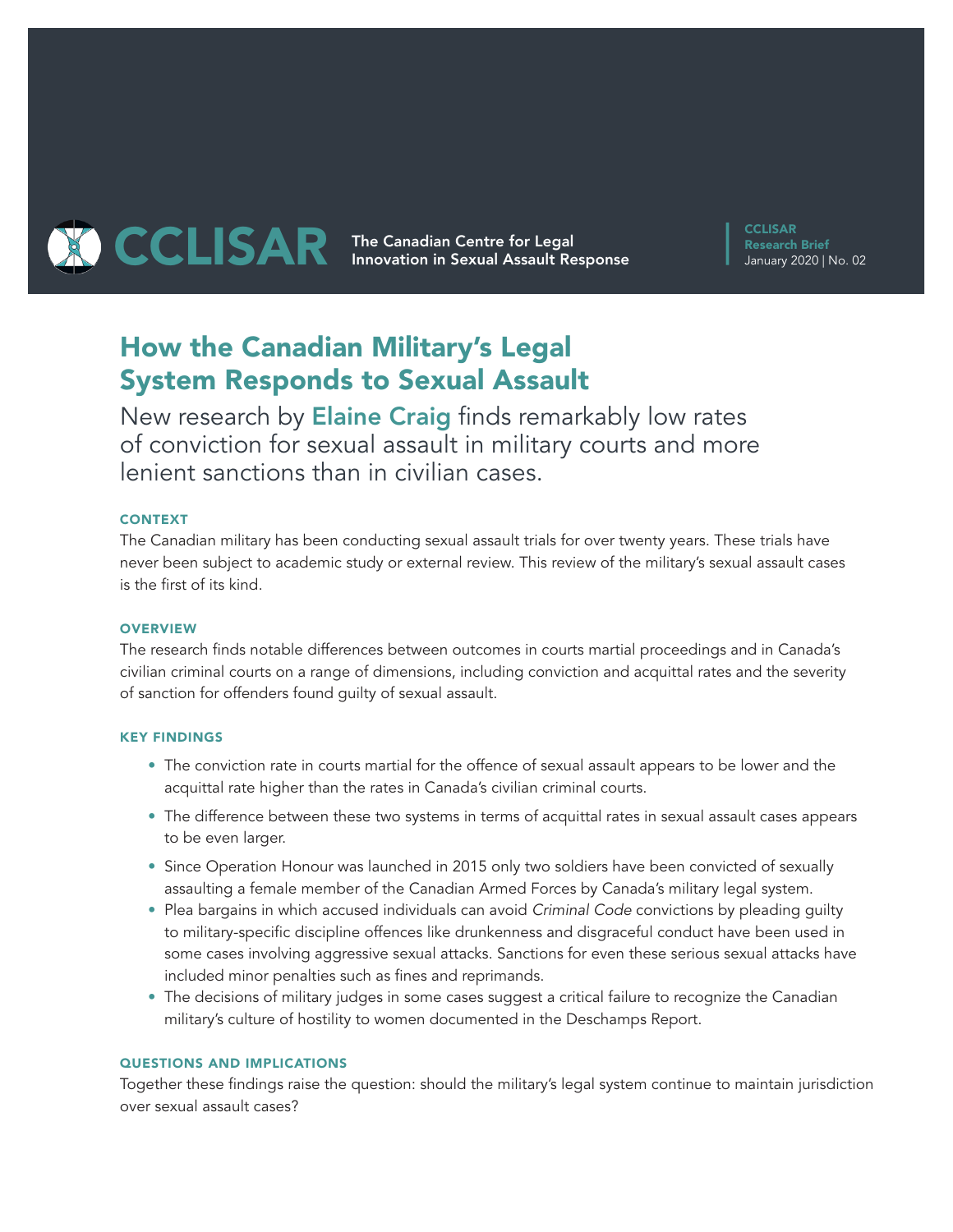CCLISAR The Canadian Centre for Legal Innovation in Sexual Assault Response

CCLISAR Research Brief
January 2020 | No. 02

# How the Canadian Military's Legal System Responds to Sexual Assault

New research by **Elaine Craig** finds remarkably low rates of conviction for sexual assault in military courts and more lenient sanctions than in civilian cases.

### CONTEXT

The Canadian military has been conducting sexual assault trials for over twenty years. These trials have never been subject to academic study or external review. This review of the military's sexual assault cases is the first of its kind.

### OVERVIEW

The research finds notable differences between outcomes in courts martial proceedings and in Canada's civilian criminal courts on a range of dimensions, including conviction and acquittal rates and the severity of sanction for offenders found guilty of sexual assault.

### KEY FINDINGS

- The conviction rate in courts martial for the offence of sexual assault appears to be lower and the acquittal rate higher than the rates in Canada's civilian criminal courts.
- The difference between these two systems in terms of acquittal rates in sexual assault cases appears to be even larger.
- Since Operation Honour was launched in 2015 only two soldiers have been convicted of sexually assaulting a female member of the Canadian Armed Forces by Canada's military legal system.
- Plea bargains in which accused individuals can avoid *Criminal Code* convictions by pleading guilty to military-specific discipline offences like drunkenness and disgraceful conduct have been used in some cases involving aggressive sexual attacks. Sanctions for even these serious sexual attacks have included minor penalties such as fines and reprimands.
- The decisions of military judges in some cases suggest a critical failure to recognize the Canadian military's culture of hostility to women documented in the Deschamps Report.

### QUESTIONS AND IMPLICATIONS

Together these findings raise the question: should the military's legal system continue to maintain jurisdiction over sexual assault cases?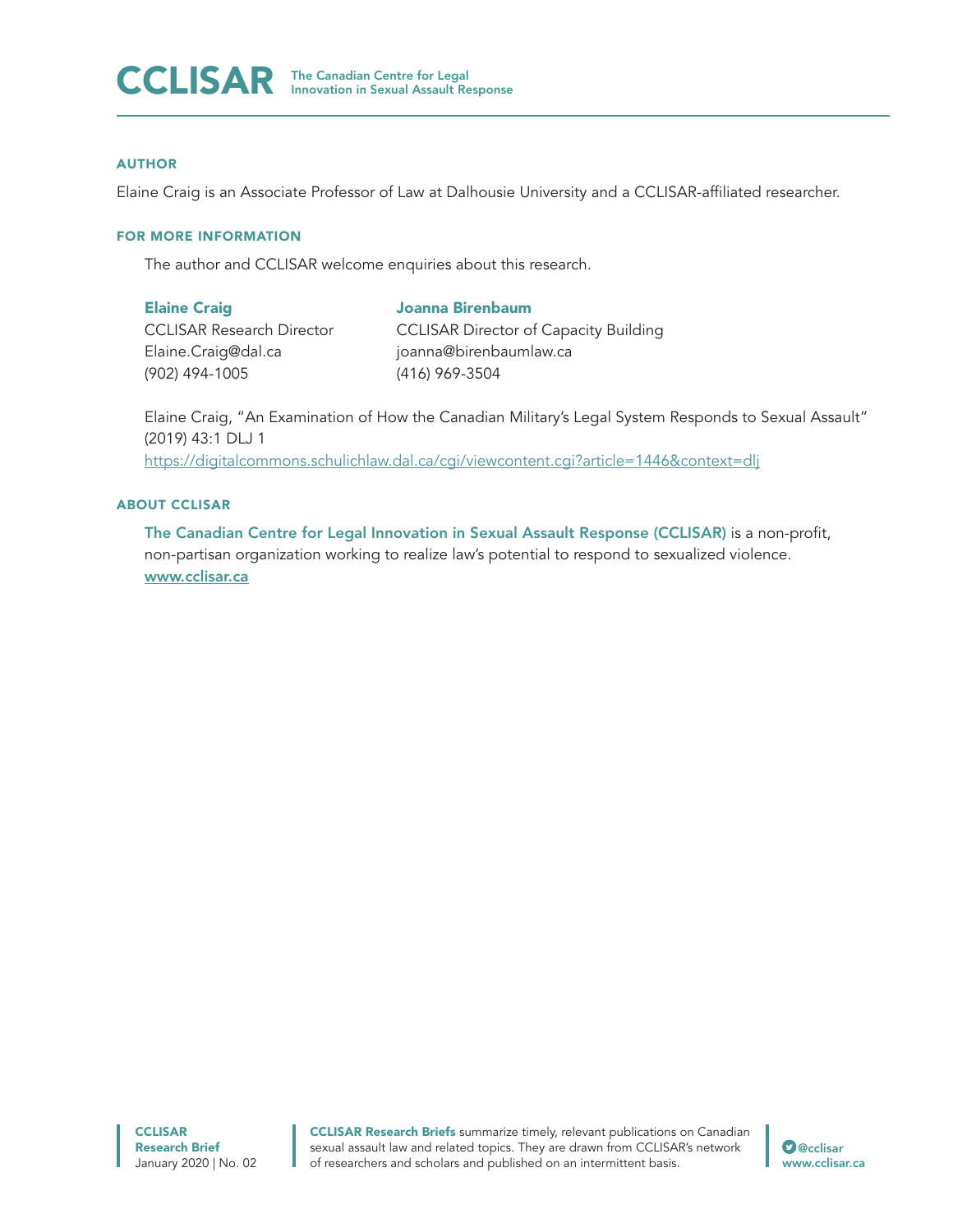# CCLISAR The Canadian Centre for Legal Innovation in Sexual Assault Response

### AUTHOR

Elaine Craig is an Associate Professor of Law at Dalhousie University and a CCLISAR-affiliated researcher.

### FOR MORE INFORMATION

The author and CCLISAR welcome enquiries about this research.

**Elaine Craig**
CCLISAR Research Director
Elaine.Craig@dal.ca
(902) 494-1005

**Joanna Birenbaum**
CCLISAR Director of Capacity Building
joanna@birenbaumlaw.ca
(416) 969-3504

Elaine Craig, "An Examination of How the Canadian Military's Legal System Responds to Sexual Assault" (2019) 43:1 DLJ 1
https://digitalcommons.schulichlaw.dal.ca/cgi/viewcontent.cgi?article=1446&context=dlj

### ABOUT CCLISAR

**The Canadian Centre for Legal Innovation in Sexual Assault Response (CCLISAR)** is a non-profit, non-partisan organization working to realize law's potential to respond to sexualized violence.
www.cclisar.ca

**CCLISAR Research Brief**
January 2020 | No. 02

**CCLISAR Research Briefs** summarize timely, relevant publications on Canadian sexual assault law and related topics. They are drawn from CCLISAR's network of researchers and scholars and published on an intermittent basis.

@cclisar
www.cclisar.ca